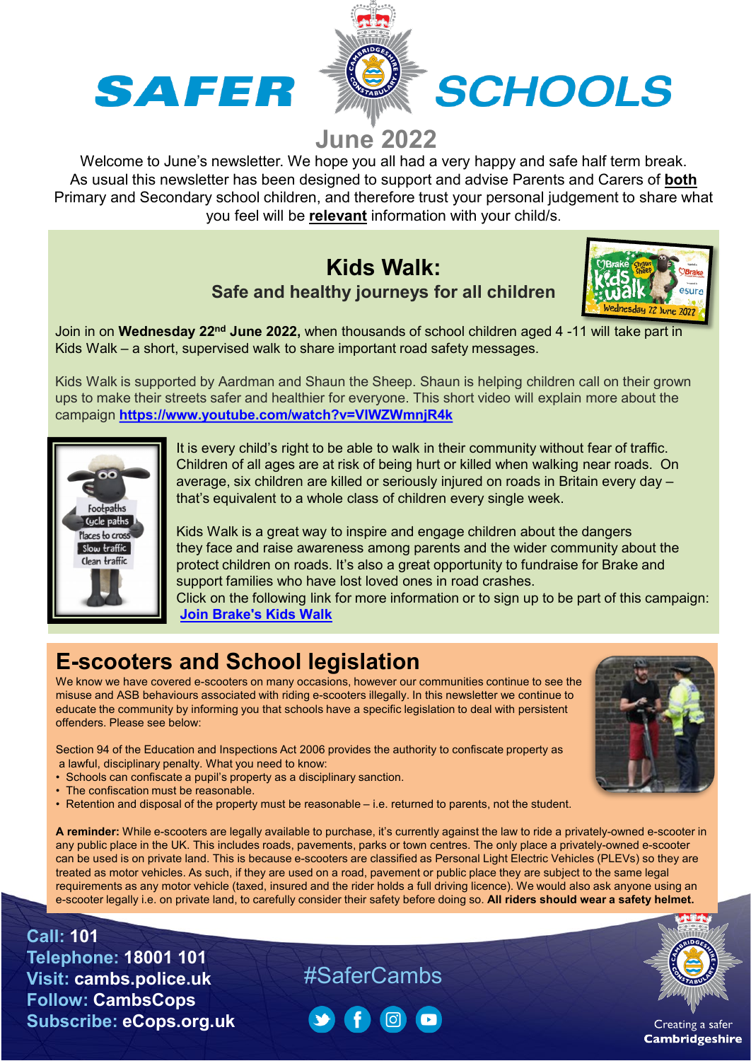# SAFER SCHOOLS

## June 2022

Welcome to June's newsletter. We hope you all had a very happy and safe half term break. As usual this newsletter has been designed to support and advise Parents and Carers of **both** Primary and Secondary school children, and therefore trust your personal judgement to share what you feel will be **relevant** information with your child/s.

## Kids Walk:

### Safe and healthy journeys for all children

Join in on **Wednesday 22nd June 2022,** when thousands of school children aged 4 -11 will take part in Kids Walk – a short, supervised walk to share important road safety messages.

Kids Walk is supported by Aardman and Shaun the Sheep. Shaun is helping children call on their grown ups to make their streets safer and healthier for everyone. This short video will explain more about the campaign **https://www.youtube.com/watch?v=VIWZWmnjR4k**

It is every child's right to be able to walk in their community without fear of traffic. Children of all ages are at risk of being hurt or killed when walking near roads. On average, six children are killed or seriously injured on roads in Britain every day – that's equivalent to a whole class of children every single week.

Kids Walk is a great way to inspire and engage children about the dangers they face and raise awareness among parents and the wider community about the protect children on roads. It's also a great opportunity to fundraise for Brake and support families who have lost loved ones in road crashes.
Click on the following link for more information or to sign up to be part of this campaign: **Join Brake's Kids Walk**

## E-scooters and School legislation

We know we have covered e-scooters on many occasions, however our communities continue to see the misuse and ASB behaviours associated with riding e-scooters illegally. In this newsletter we continue to educate the community by informing you that schools have a specific legislation to deal with persistent offenders. Please see below:

Section 94 of the Education and Inspections Act 2006 provides the authority to confiscate property as a lawful, disciplinary penalty. What you need to know:

- Schools can confiscate a pupil's property as a disciplinary sanction.
- The confiscation must be reasonable.
- Retention and disposal of the property must be reasonable – i.e. returned to parents, not the student.

**A reminder:** While e-scooters are legally available to purchase, it's currently against the law to ride a privately-owned e-scooter in any public place in the UK. This includes roads, pavements, parks or town centres. The only place a privately-owned e-scooter can be used is on private land. This is because e-scooters are classified as Personal Light Electric Vehicles (PLEVs) so they are treated as motor vehicles. As such, if they are used on a road, pavement or public place they are subject to the same legal requirements as any motor vehicle (taxed, insured and the rider holds a full driving licence). We would also ask anyone using an e-scooter legally i.e. on private land, to carefully consider their safety before doing so. **All riders should wear a safety helmet.**

**Call:** 101
**Telephone:** 18001 101
**Visit:** cambs.police.uk
**Follow:** CambsCops
**Subscribe:** eCops.org.uk

#SaferCambs

Creating a safer **Cambridgeshire**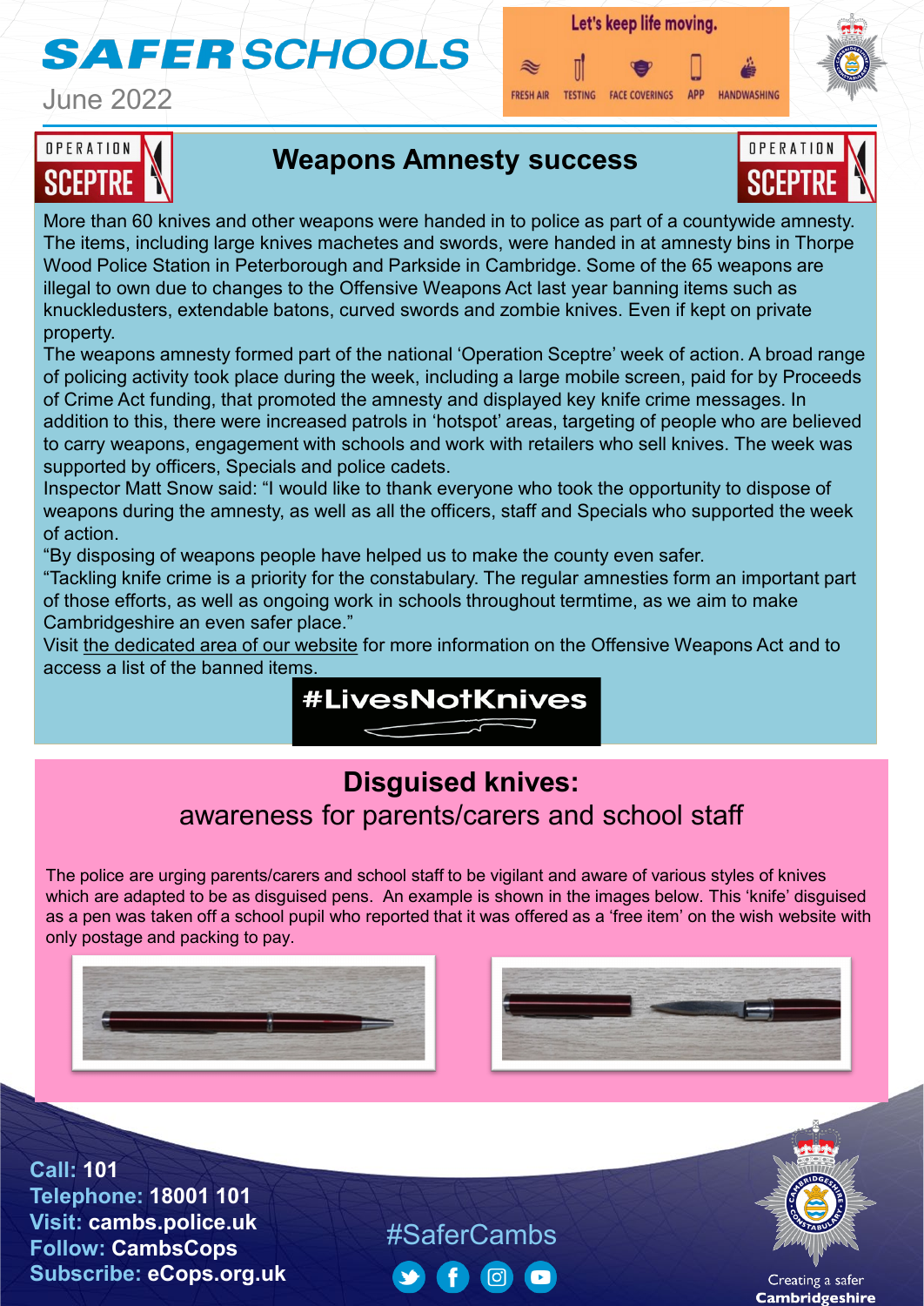# SAFER SCHOOLS

June 2022

Let's keep life moving.

FRESH AIR | TESTING | FACE COVERINGS | APP | HANDWASHING

## Weapons Amnesty success

More than 60 knives and other weapons were handed in to police as part of a countywide amnesty. The items, including large knives machetes and swords, were handed in at amnesty bins in Thorpe Wood Police Station in Peterborough and Parkside in Cambridge. Some of the 65 weapons are illegal to own due to changes to the Offensive Weapons Act last year banning items such as knuckledusters, extendable batons, curved swords and zombie knives. Even if kept on private property.

The weapons amnesty formed part of the national 'Operation Sceptre' week of action. A broad range of policing activity took place during the week, including a large mobile screen, paid for by Proceeds of Crime Act funding, that promoted the amnesty and displayed key knife crime messages. In addition to this, there were increased patrols in 'hotspot' areas, targeting of people who are believed to carry weapons, engagement with schools and work with retailers who sell knives. The week was supported by officers, Specials and police cadets.

Inspector Matt Snow said: "I would like to thank everyone who took the opportunity to dispose of weapons during the amnesty, as well as all the officers, staff and Specials who supported the week of action.

"By disposing of weapons people have helped us to make the county even safer.

"Tackling knife crime is a priority for the constabulary. The regular amnesties form an important part of those efforts, as well as ongoing work in schools throughout termtime, as we aim to make Cambridgeshire an even safer place."

Visit the dedicated area of our website for more information on the Offensive Weapons Act and to access a list of the banned items.

#LivesNotKnives

## Disguised knives:
### awareness for parents/carers and school staff

The police are urging parents/carers and school staff to be vigilant and aware of various styles of knives which are adapted to be as disguised pens. An example is shown in the images below. This 'knife' disguised as a pen was taken off a school pupil who reported that it was offered as a 'free item' on the wish website with only postage and packing to pay.

**Call:** 101
**Telephone:** 18001 101
**Visit:** cambs.police.uk
**Follow:** CambsCops
**Subscribe:** eCops.org.uk

#SaferCambs

Creating a safer **Cambridgeshire**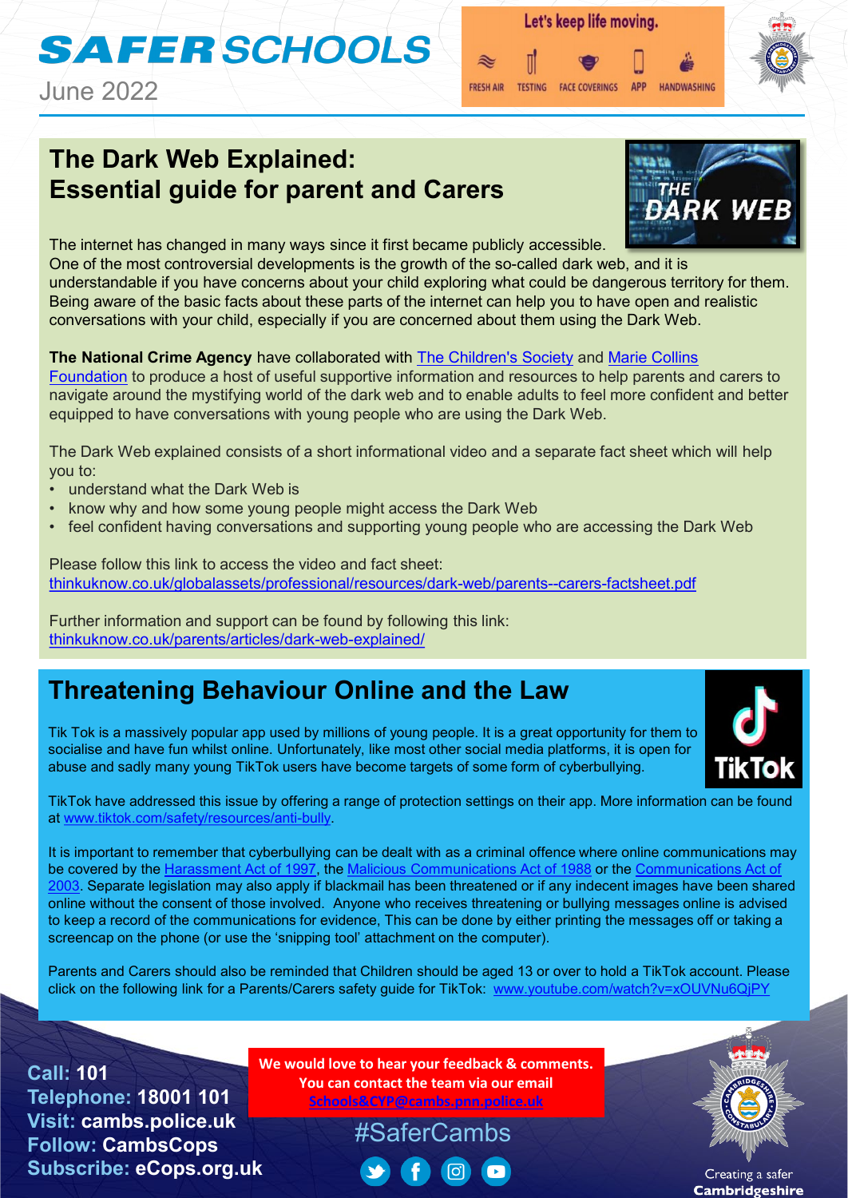# SAFER SCHOOLS

June 2022

Let's keep life moving.

FRESH AIR TESTING FACE COVERINGS APP HANDWASHING

## The Dark Web Explained: Essential guide for parent and Carers

The internet has changed in many ways since it first became publicly accessible. One of the most controversial developments is the growth of the so-called dark web, and it is understandable if you have concerns about your child exploring what could be dangerous territory for them. Being aware of the basic facts about these parts of the internet can help you to have open and realistic conversations with your child, especially if you are concerned about them using the Dark Web.

**The National Crime Agency** have collaborated with The Children's Society and Marie Collins Foundation to produce a host of useful supportive information and resources to help parents and carers to navigate around the mystifying world of the dark web and to enable adults to feel more confident and better equipped to have conversations with young people who are using the Dark Web.

The Dark Web explained consists of a short informational video and a separate fact sheet which will help you to:

- understand what the Dark Web is
- know why and how some young people might access the Dark Web
- feel confident having conversations and supporting young people who are accessing the Dark Web

Please follow this link to access the video and fact sheet:
thinkuknow.co.uk/globalassets/professional/resources/dark-web/parents--carers-factsheet.pdf

Further information and support can be found by following this link:
thinkuknow.co.uk/parents/articles/dark-web-explained/

## Threatening Behaviour Online and the Law

Tik Tok is a massively popular app used by millions of young people. It is a great opportunity for them to socialise and have fun whilst online. Unfortunately, like most other social media platforms, it is open for abuse and sadly many young TikTok users have become targets of some form of cyberbullying.

TikTok have addressed this issue by offering a range of protection settings on their app. More information can be found at www.tiktok.com/safety/resources/anti-bully.

It is important to remember that cyberbullying can be dealt with as a criminal offence where online communications may be covered by the Harassment Act of 1997, the Malicious Communications Act of 1988 or the Communications Act of 2003. Separate legislation may also apply if blackmail has been threatened or if any indecent images have been shared online without the consent of those involved. Anyone who receives threatening or bullying messages online is advised to keep a record of the communications for evidence, This can be done by either printing the messages off or taking a screencap on the phone (or use the 'snipping tool' attachment on the computer).

Parents and Carers should also be reminded that Children should be aged 13 or over to hold a TikTok account. Please click on the following link for a Parents/Carers safety guide for TikTok: www.youtube.com/watch?v=xOUVNu6QjPY

**Call:** 101
**Telephone:** 18001 101
**Visit:** cambs.police.uk
**Follow:** CambsCops
**Subscribe:** eCops.org.uk

**We would love to hear your feedback & comments. You can contact the team via our email Schools&CYP@cambs.pnn.police.uk**

#SaferCambs

Creating a safer **Cambridgeshire**